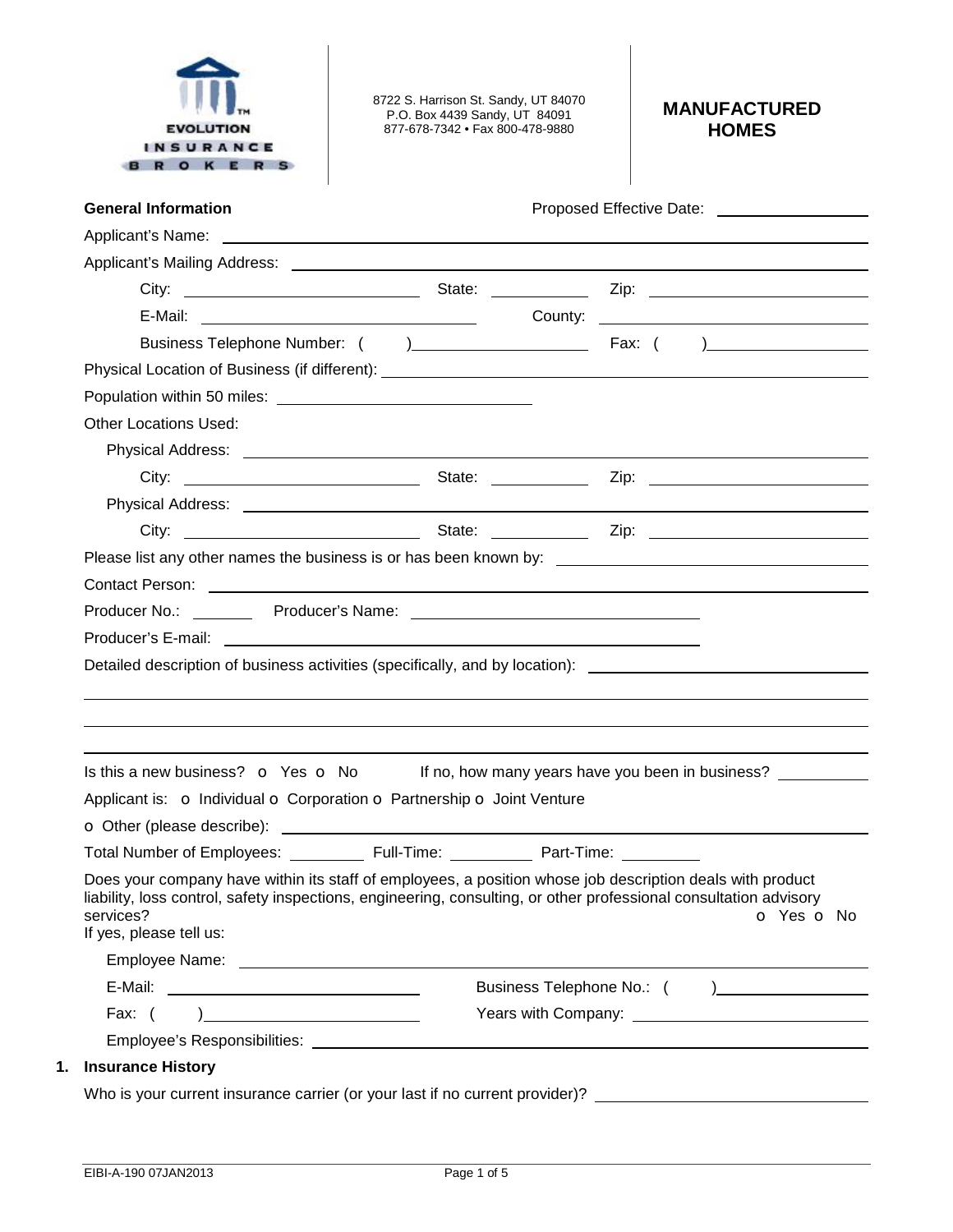EVOLUTION INSURANCE BROKERS

8722 S. Harrison St. Sandy, UT 84070
P.O. Box 4439 Sandy, UT 84091
877-678-7342 • Fax 800-478-9880

# MANUFACTURED HOMES

**General Information**

Proposed Effective Date: ________________

Applicant's Name: ________________________________________________

Applicant's Mailing Address: ________________________________________________

City: ____________________ State: __________ Zip: ____________________

E-Mail: ________________________ County: ____________________

Business Telephone Number: ( ) ________________ Fax: ( ) ________________

Physical Location of Business (if different): ________________________________________________

Population within 50 miles: ________________________

Other Locations Used:

Physical Address: ________________________________________________

City: ____________________ State: __________ Zip: ____________________

Physical Address: ________________________________________________

City: ____________________ State: __________ Zip: ____________________

Please list any other names the business is or has been known by: ________________________

Contact Person: ________________________________________________

Producer No.: ________ Producer's Name: ________________________

Producer's E-mail: ________________________________________

Detailed description of business activities (specifically, and by location): ________________________

________________________________________________

________________________________________________

________________________________________________

Is this a new business? o Yes o No   If no, how many years have you been in business? __________

Applicant is: o Individual o Corporation o Partnership o Joint Venture

o Other (please describe): ________________________________________________

Total Number of Employees: ________ Full-Time: ________ Part-Time: ________

Does your company have within its staff of employees, a position whose job description deals with product liability, loss control, safety inspections, engineering, consulting, or other professional consultation advisory services? o Yes o No

If yes, please tell us:

Employee Name: ________________________________________________

E-Mail: ________________________ Business Telephone No.: ( ) ________________

Fax: ( ) ________________ Years with Company: ________________

Employee's Responsibilities: ________________________________________________

## 1. Insurance History

Who is your current insurance carrier (or your last if no current provider)? ________________________

EIBI-A-190 07JAN2013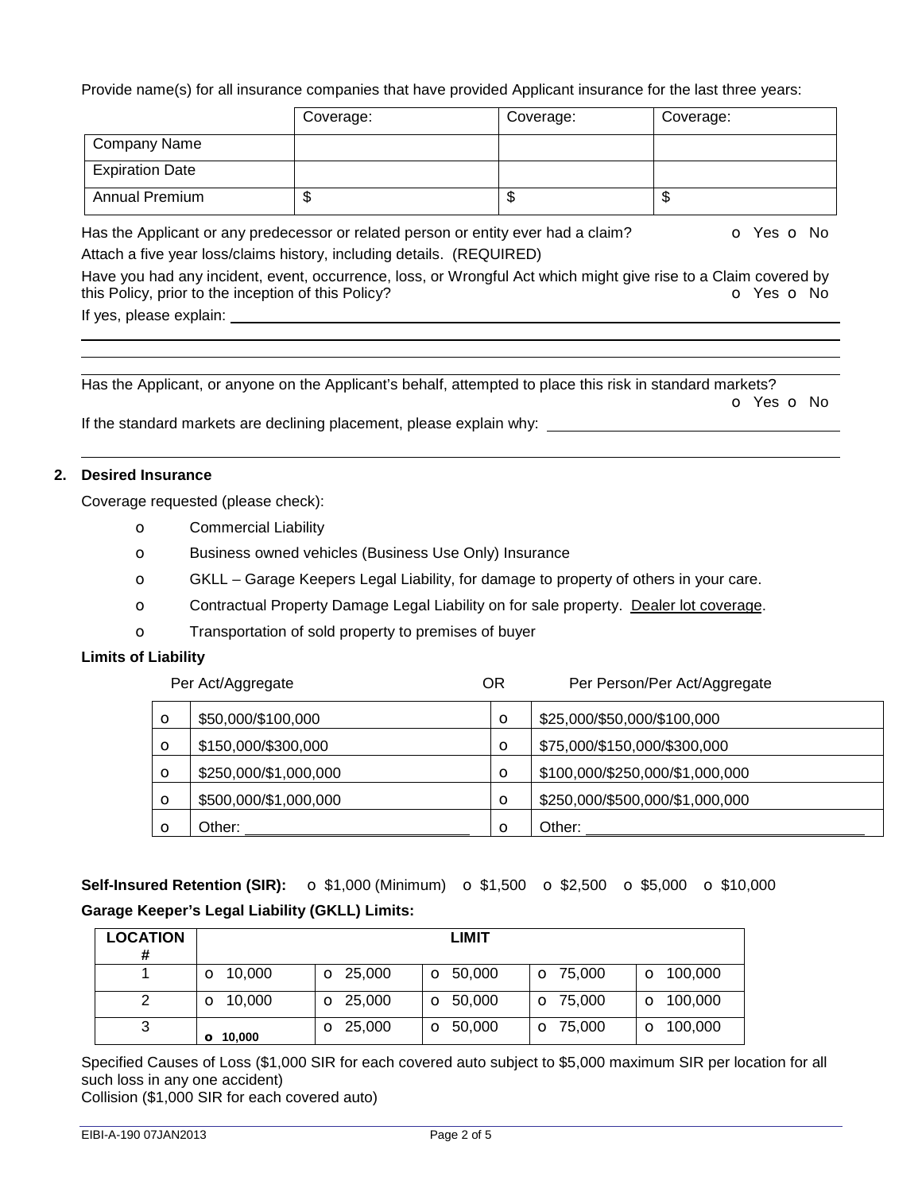Provide name(s) for all insurance companies that have provided Applicant insurance for the last three years:

| | Coverage: | Coverage: | Coverage: |
|---|---|---|---|
| Company Name | | | |
| Expiration Date | | | |
| Annual Premium | $ | $ | $ |

Has the Applicant or any predecessor or related person or entity ever had a claim? o Yes o No

Attach a five year loss/claims history, including details. (REQUIRED)

Have you had any incident, event, occurrence, loss, or Wrongful Act which might give rise to a Claim covered by this Policy, prior to the inception of this Policy? o Yes o No

If yes, please explain: ______________________________________________

______________________________________________

______________________________________________

Has the Applicant, or anyone on the Applicant's behalf, attempted to place this risk in standard markets? o Yes o No

If the standard markets are declining placement, please explain why: ______________________________________________

______________________________________________

## 2. Desired Insurance

Coverage requested (please check):

- o Commercial Liability
- o Business owned vehicles (Business Use Only) Insurance
- o GKLL – Garage Keepers Legal Liability, for damage to property of others in your care.
- o Contractual Property Damage Legal Liability on for sale property. Dealer lot coverage.
- o Transportation of sold property to premises of buyer

**Limits of Liability**

| | Per Act/Aggregate | OR | Per Person/Per Act/Aggregate |
|---|---|---|---|
| o | $50,000/$100,000 | o | $25,000/$50,000/$100,000 |
| o | $150,000/$300,000 | o | $75,000/$150,000/$300,000 |
| o | $250,000/$1,000,000 | o | $100,000/$250,000/$1,000,000 |
| o | $500,000/$1,000,000 | o | $250,000/$500,000/$1,000,000 |
| o | Other: ____________ | o | Other: ____________ |

**Self-Insured Retention (SIR):** o $1,000 (Minimum) o $1,500 o $2,500 o $5,000 o $10,000

**Garage Keeper's Legal Liability (GKLL) Limits:**

| LOCATION # | LIMIT | | | | |
|---|---|---|---|---|---|
| 1 | o 10,000 | o 25,000 | o 50,000 | o 75,000 | o 100,000 |
| 2 | o 10,000 | o 25,000 | o 50,000 | o 75,000 | o 100,000 |
| 3 | o 10,000 | o 25,000 | o 50,000 | o 75,000 | o 100,000 |

Specified Causes of Loss ($1,000 SIR for each covered auto subject to $5,000 maximum SIR per location for all such loss in any one accident)

Collision ($1,000 SIR for each covered auto)

EIBI-A-190 07JAN2013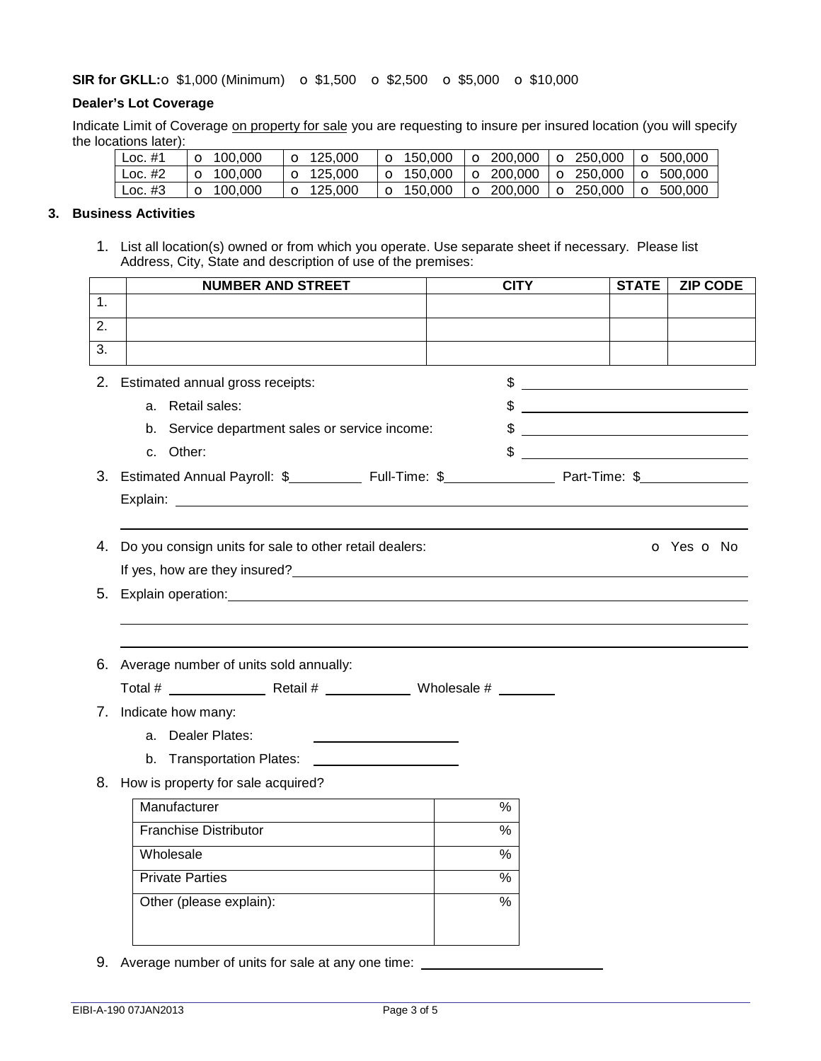**SIR for GKLL:** o $1,000 (Minimum) o $1,500 o $2,500 o $5,000 o $10,000

**Dealer's Lot Coverage**

Indicate Limit of Coverage on property for sale you are requesting to insure per insured location (you will specify the locations later):

| | | | | | | |
|---|---|---|---|---|---|---|
| Loc. #1 | o 100,000 | o 125,000 | o 150,000 | o 200,000 | o 250,000 | o 500,000 |
| Loc. #2 | o 100,000 | o 125,000 | o 150,000 | o 200,000 | o 250,000 | o 500,000 |
| Loc. #3 | o 100,000 | o 125,000 | o 150,000 | o 200,000 | o 250,000 | o 500,000 |

## 3. Business Activities

1. List all location(s) owned or from which you operate. Use separate sheet if necessary. Please list Address, City, State and description of use of the premises:

| | NUMBER AND STREET | CITY | STATE | ZIP CODE |
|---|---|---|---|---|
| 1. | | | | |
| 2. | | | | |
| 3. | | | | |

2. Estimated annual gross receipts: $ ____________________
   a. Retail sales: $ ____________________
   b. Service department sales or service income: $ ____________________
   c. Other: $ ____________________

3. Estimated Annual Payroll: $__________ Full-Time: $______________ Part-Time: $______________

   Explain: ____________________________________________

   ____________________________________________

4. Do you consign units for sale to other retail dealers: o Yes o No

   If yes, how are they insured? ____________________________________________

5. Explain operation: ____________________________________________

   ____________________________________________

   ____________________________________________

6. Average number of units sold annually:

   Total # ____________ Retail # ____________ Wholesale # ________

7. Indicate how many:
   a. Dealer Plates: ____________________
   b. Transportation Plates: ____________________

8. How is property for sale acquired?

| | |
|---|---|
| Manufacturer | % |
| Franchise Distributor | % |
| Wholesale | % |
| Private Parties | % |
| Other (please explain): | % |

9. Average number of units for sale at any one time: ________________________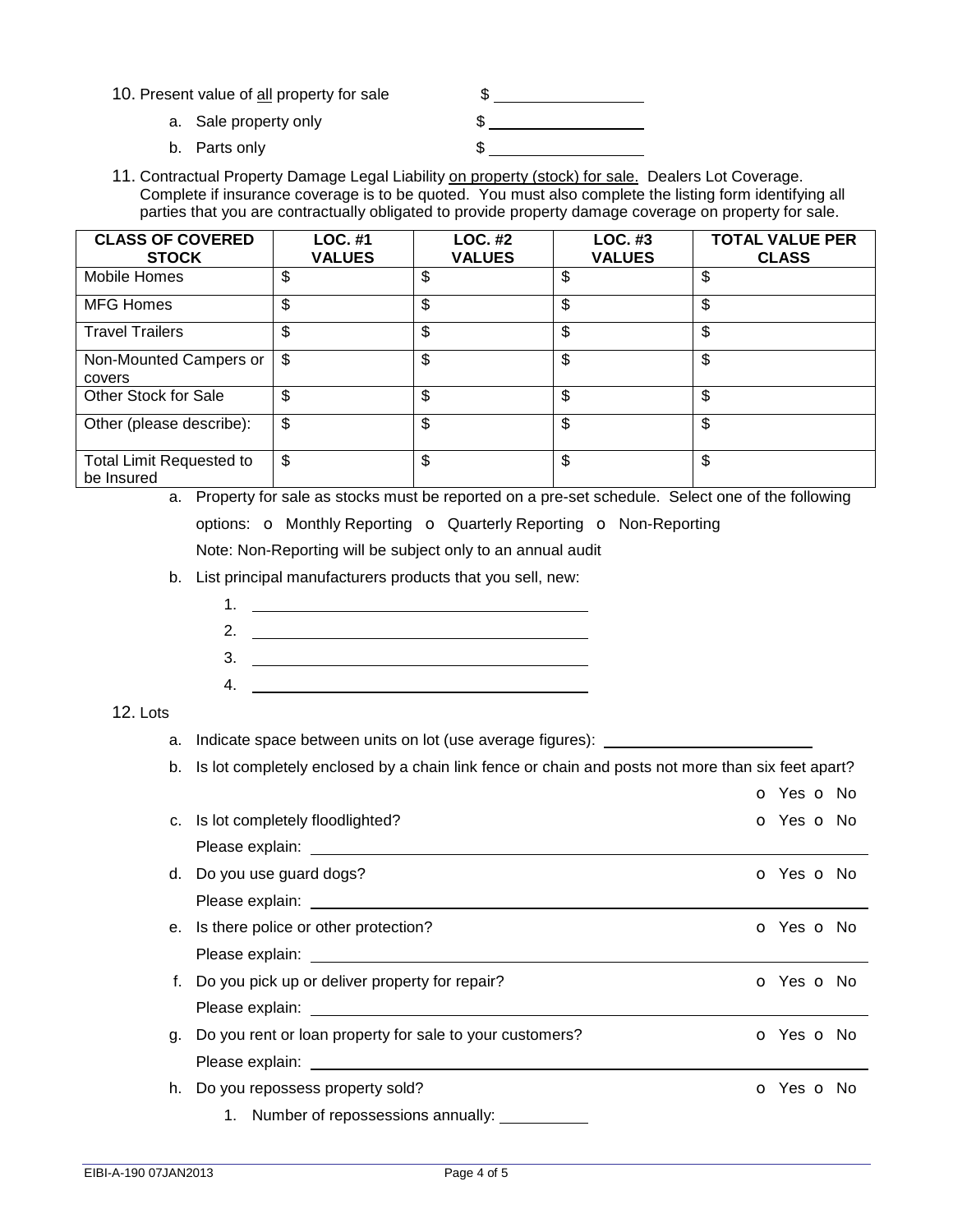10. Present value of all property for sale $ ________________

    a. Sale property only $ ________________

    b. Parts only $ ________________

11. Contractual Property Damage Legal Liability on property (stock) for sale. Dealers Lot Coverage. Complete if insurance coverage is to be quoted. You must also complete the listing form identifying all parties that you are contractually obligated to provide property damage coverage on property for sale.

| CLASS OF COVERED STOCK | LOC. #1 VALUES | LOC. #2 VALUES | LOC. #3 VALUES | TOTAL VALUE PER CLASS |
|---|---|---|---|---|
| Mobile Homes | $ | $ | $ | $ |
| MFG Homes | $ | $ | $ | $ |
| Travel Trailers | $ | $ | $ | $ |
| Non-Mounted Campers or covers | $ | $ | $ | $ |
| Other Stock for Sale | $ | $ | $ | $ |
| Other (please describe): | $ | $ | $ | $ |
| Total Limit Requested to be Insured | $ | $ | $ | $ |

a. Property for sale as stocks must be reported on a pre-set schedule. Select one of the following options: o Monthly Reporting o Quarterly Reporting o Non-Reporting

   Note: Non-Reporting will be subject only to an annual audit

b. List principal manufacturers products that you sell, new:

   1. ________________________________
   2. ________________________________
   3. ________________________________
   4. ________________________________

12. Lots

    a. Indicate space between units on lot (use average figures): ____________________

    b. Is lot completely enclosed by a chain link fence or chain and posts not more than six feet apart? o Yes o No

    c. Is lot completely floodlighted? o Yes o No

       Please explain: ________________________________

    d. Do you use guard dogs? o Yes o No

       Please explain: ________________________________

    e. Is there police or other protection? o Yes o No

       Please explain: ________________________________

    f. Do you pick up or deliver property for repair? o Yes o No

       Please explain: ________________________________

    g. Do you rent or loan property for sale to your customers? o Yes o No

       Please explain: ________________________________

    h. Do you repossess property sold? o Yes o No

       1. Number of repossessions annually: __________

EIBI-A-190 07JAN2013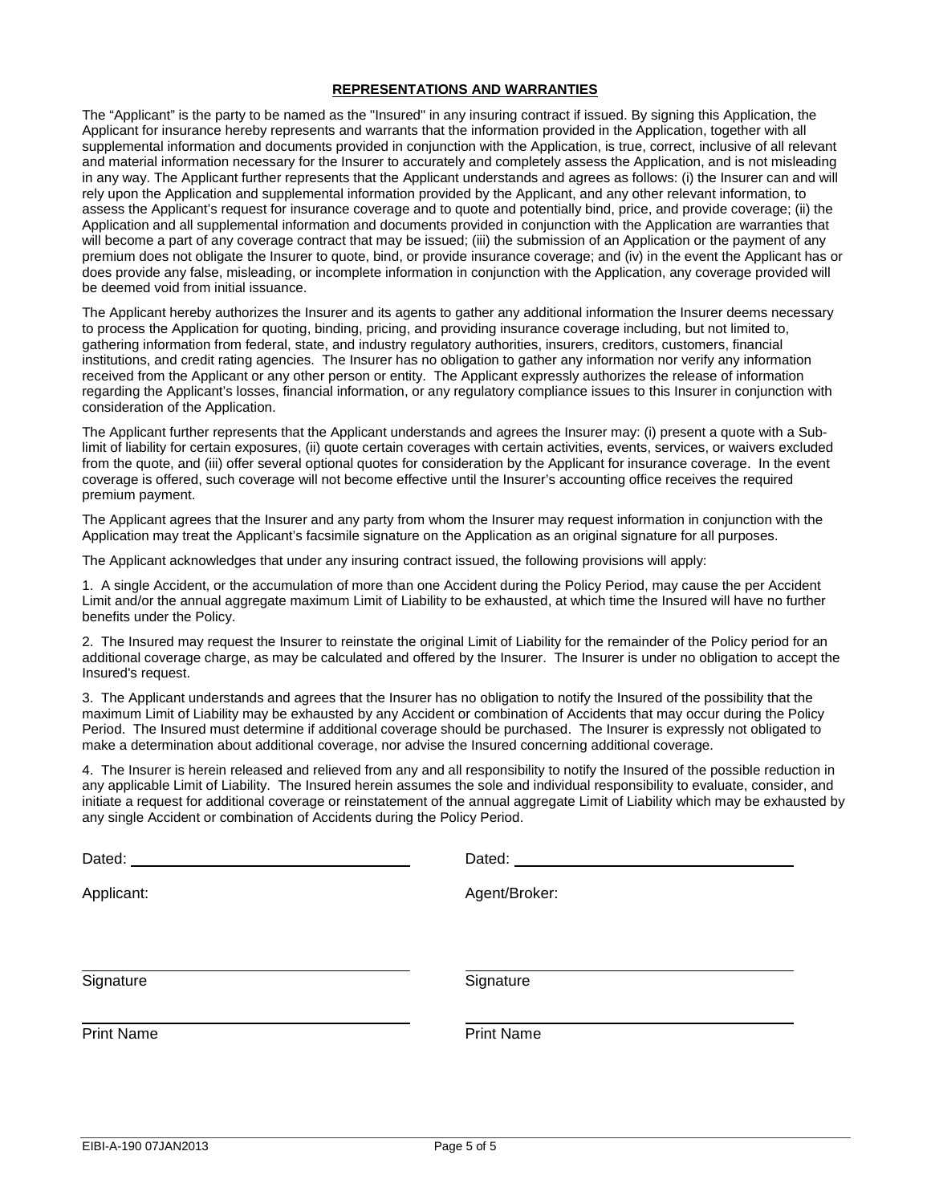## REPRESENTATIONS AND WARRANTIES

The "Applicant" is the party to be named as the "Insured" in any insuring contract if issued. By signing this Application, the Applicant for insurance hereby represents and warrants that the information provided in the Application, together with all supplemental information and documents provided in conjunction with the Application, is true, correct, inclusive of all relevant and material information necessary for the Insurer to accurately and completely assess the Application, and is not misleading in any way. The Applicant further represents that the Applicant understands and agrees as follows: (i) the Insurer can and will rely upon the Application and supplemental information provided by the Applicant, and any other relevant information, to assess the Applicant's request for insurance coverage and to quote and potentially bind, price, and provide coverage; (ii) the Application and all supplemental information and documents provided in conjunction with the Application are warranties that will become a part of any coverage contract that may be issued; (iii) the submission of an Application or the payment of any premium does not obligate the Insurer to quote, bind, or provide insurance coverage; and (iv) in the event the Applicant has or does provide any false, misleading, or incomplete information in conjunction with the Application, any coverage provided will be deemed void from initial issuance.

The Applicant hereby authorizes the Insurer and its agents to gather any additional information the Insurer deems necessary to process the Application for quoting, binding, pricing, and providing insurance coverage including, but not limited to, gathering information from federal, state, and industry regulatory authorities, insurers, creditors, customers, financial institutions, and credit rating agencies. The Insurer has no obligation to gather any information nor verify any information received from the Applicant or any other person or entity. The Applicant expressly authorizes the release of information regarding the Applicant's losses, financial information, or any regulatory compliance issues to this Insurer in conjunction with consideration of the Application.

The Applicant further represents that the Applicant understands and agrees the Insurer may: (i) present a quote with a Sub-limit of liability for certain exposures, (ii) quote certain coverages with certain activities, events, services, or waivers excluded from the quote, and (iii) offer several optional quotes for consideration by the Applicant for insurance coverage. In the event coverage is offered, such coverage will not become effective until the Insurer's accounting office receives the required premium payment.

The Applicant agrees that the Insurer and any party from whom the Insurer may request information in conjunction with the Application may treat the Applicant's facsimile signature on the Application as an original signature for all purposes.

The Applicant acknowledges that under any insuring contract issued, the following provisions will apply:

1. A single Accident, or the accumulation of more than one Accident during the Policy Period, may cause the per Accident Limit and/or the annual aggregate maximum Limit of Liability to be exhausted, at which time the Insured will have no further benefits under the Policy.

2. The Insured may request the Insurer to reinstate the original Limit of Liability for the remainder of the Policy period for an additional coverage charge, as may be calculated and offered by the Insurer. The Insurer is under no obligation to accept the Insured's request.

3. The Applicant understands and agrees that the Insurer has no obligation to notify the Insured of the possibility that the maximum Limit of Liability may be exhausted by any Accident or combination of Accidents that may occur during the Policy Period. The Insured must determine if additional coverage should be purchased. The Insurer is expressly not obligated to make a determination about additional coverage, nor advise the Insured concerning additional coverage.

4. The Insurer is herein released and relieved from any and all responsibility to notify the Insured of the possible reduction in any applicable Limit of Liability. The Insured herein assumes the sole and individual responsibility to evaluate, consider, and initiate a request for additional coverage or reinstatement of the annual aggregate Limit of Liability which may be exhausted by any single Accident or combination of Accidents during the Policy Period.

Dated: ______________________________

Applicant:

______________________________
Signature

______________________________
Print Name

Dated: ______________________________

Agent/Broker:

______________________________
Signature

______________________________
Print Name

EIBI-A-190 07JAN2013